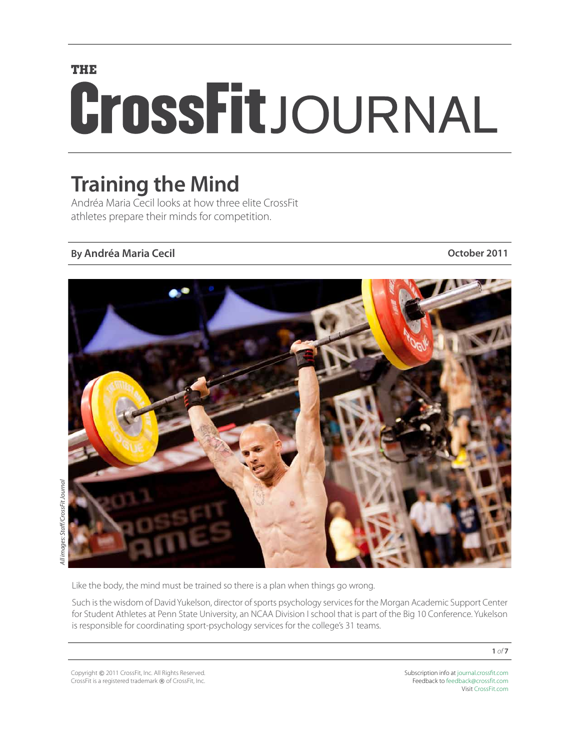# THE CrossFit JOURNAL

## Training the Mind

Andréa Maria Cecil looks at how three elite CrossFit athletes prepare their minds for competition.

**By Andréa Maria Cecil** **October 2011**

*All images: Staff/CrossFit Journal*

Like the body, the mind must be trained so there is a plan when things go wrong.

Such is the wisdom of David Yukelson, director of sports psychology services for the Morgan Academic Support Center for Student Athletes at Penn State University, an NCAA Division I school that is part of the Big 10 Conference. Yukelson is responsible for coordinating sport-psychology services for the college's 31 teams.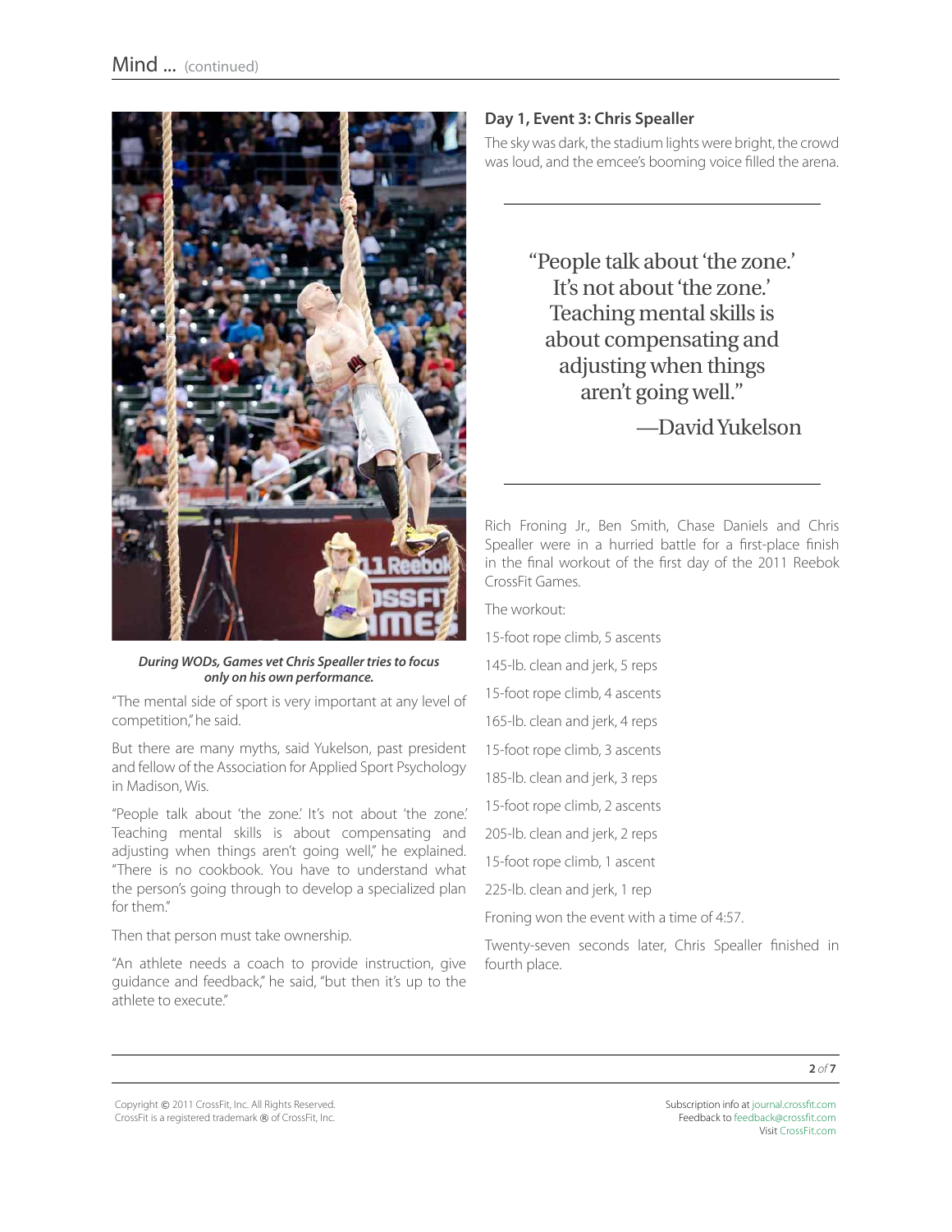*During WODs, Games vet Chris Spealler tries to focus only on his own performance.*

"The mental side of sport is very important at any level of competition," he said.

But there are many myths, said Yukelson, past president and fellow of the Association for Applied Sport Psychology in Madison, Wis.

"People talk about 'the zone.' It's not about 'the zone.' Teaching mental skills is about compensating and adjusting when things aren't going well," he explained. "There is no cookbook. You have to understand what the person's going through to develop a specialized plan for them."

Then that person must take ownership.

"An athlete needs a coach to provide instruction, give guidance and feedback," he said, "but then it's up to the athlete to execute."

### Day 1, Event 3: Chris Spealler

The sky was dark, the stadium lights were bright, the crowd was loud, and the emcee's booming voice filled the arena.

> "People talk about 'the zone.' It's not about 'the zone.' Teaching mental skills is about compensating and adjusting when things aren't going well."
>
> —David Yukelson

Rich Froning Jr., Ben Smith, Chase Daniels and Chris Spealler were in a hurried battle for a first-place finish in the final workout of the first day of the 2011 Reebok CrossFit Games.

The workout:

15-foot rope climb, 5 ascents

145-lb. clean and jerk, 5 reps

15-foot rope climb, 4 ascents

165-lb. clean and jerk, 4 reps

15-foot rope climb, 3 ascents

185-lb. clean and jerk, 3 reps

15-foot rope climb, 2 ascents

205-lb. clean and jerk, 2 reps

15-foot rope climb, 1 ascent

225-lb. clean and jerk, 1 rep

Froning won the event with a time of 4:57.

Twenty-seven seconds later, Chris Spealler finished in fourth place.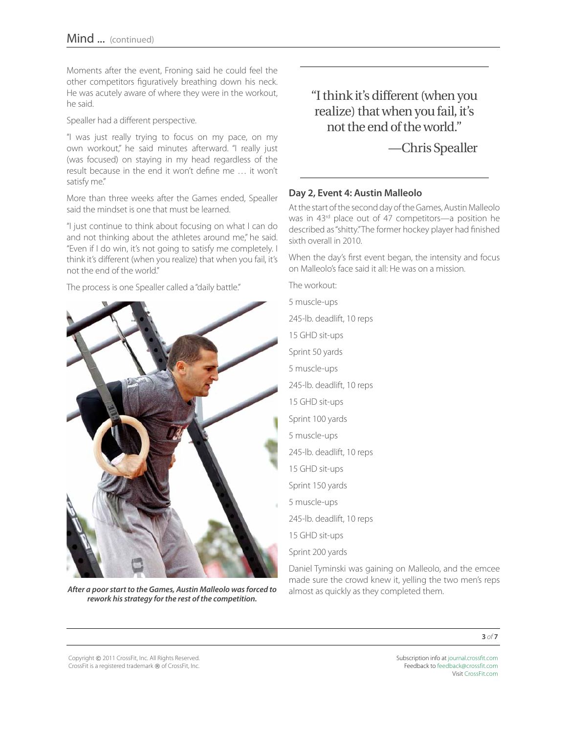Moments after the event, Froning said he could feel the other competitors figuratively breathing down his neck. He was acutely aware of where they were in the workout, he said.

Spealler had a different perspective.

"I was just really trying to focus on my pace, on my own workout," he said minutes afterward. "I really just (was focused) on staying in my head regardless of the result because in the end it won't define me … it won't satisfy me."

More than three weeks after the Games ended, Spealler said the mindset is one that must be learned.

"I just continue to think about focusing on what I can do and not thinking about the athletes around me," he said. "Even if I do win, it's not going to satisfy me completely. I think it's different (when you realize) that when you fail, it's not the end of the world."

The process is one Spealler called a "daily battle."

*After a poor start to the Games, Austin Malleolo was forced to rework his strategy for the rest of the competition.*

> "I think it's different (when you realize) that when you fail, it's not the end of the world."
>
> —Chris Spealler

## Day 2, Event 4: Austin Malleolo

At the start of the second day of the Games, Austin Malleolo was in 43rd place out of 47 competitors—a position he described as "shitty." The former hockey player had finished sixth overall in 2010.

When the day's first event began, the intensity and focus on Malleolo's face said it all: He was on a mission.

The workout:

5 muscle-ups

245-lb. deadlift, 10 reps

15 GHD sit-ups

Sprint 50 yards

5 muscle-ups

245-lb. deadlift, 10 reps

15 GHD sit-ups

Sprint 100 yards

5 muscle-ups

245-lb. deadlift, 10 reps

15 GHD sit-ups

Sprint 150 yards

5 muscle-ups

245-lb. deadlift, 10 reps

15 GHD sit-ups

Sprint 200 yards

Daniel Tyminski was gaining on Malleolo, and the emcee made sure the crowd knew it, yelling the two men's reps almost as quickly as they completed them.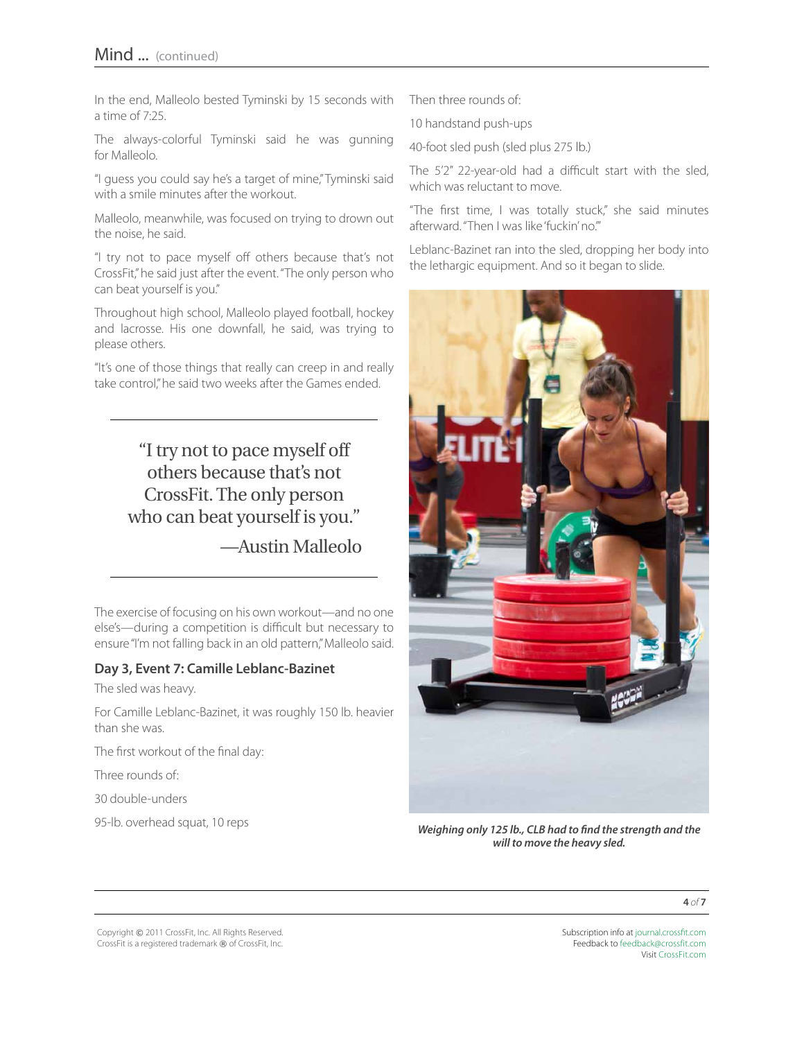In the end, Malleolo bested Tyminski by 15 seconds with a time of 7:25.

The always-colorful Tyminski said he was gunning for Malleolo.

"I guess you could say he's a target of mine," Tyminski said with a smile minutes after the workout.

Malleolo, meanwhile, was focused on trying to drown out the noise, he said.

"I try not to pace myself off others because that's not CrossFit," he said just after the event. "The only person who can beat yourself is you."

Throughout high school, Malleolo played football, hockey and lacrosse. His one downfall, he said, was trying to please others.

"It's one of those things that really can creep in and really take control," he said two weeks after the Games ended.

> "I try not to pace myself off others because that's not CrossFit. The only person who can beat yourself is you."
>
> —Austin Malleolo

The exercise of focusing on his own workout—and no one else's—during a competition is difficult but necessary to ensure "I'm not falling back in an old pattern," Malleolo said.

### Day 3, Event 7: Camille Leblanc-Bazinet

The sled was heavy.

For Camille Leblanc-Bazinet, it was roughly 150 lb. heavier than she was.

The first workout of the final day:

Three rounds of:

30 double-unders

95-lb. overhead squat, 10 reps

Then three rounds of:

10 handstand push-ups

40-foot sled push (sled plus 275 lb.)

The 5'2" 22-year-old had a difficult start with the sled, which was reluctant to move.

"The first time, I was totally stuck," she said minutes afterward. "Then I was like 'fuckin' no.'"

Leblanc-Bazinet ran into the sled, dropping her body into the lethargic equipment. And so it began to slide.

***Weighing only 125 lb., CLB had to find the strength and the will to move the heavy sled.***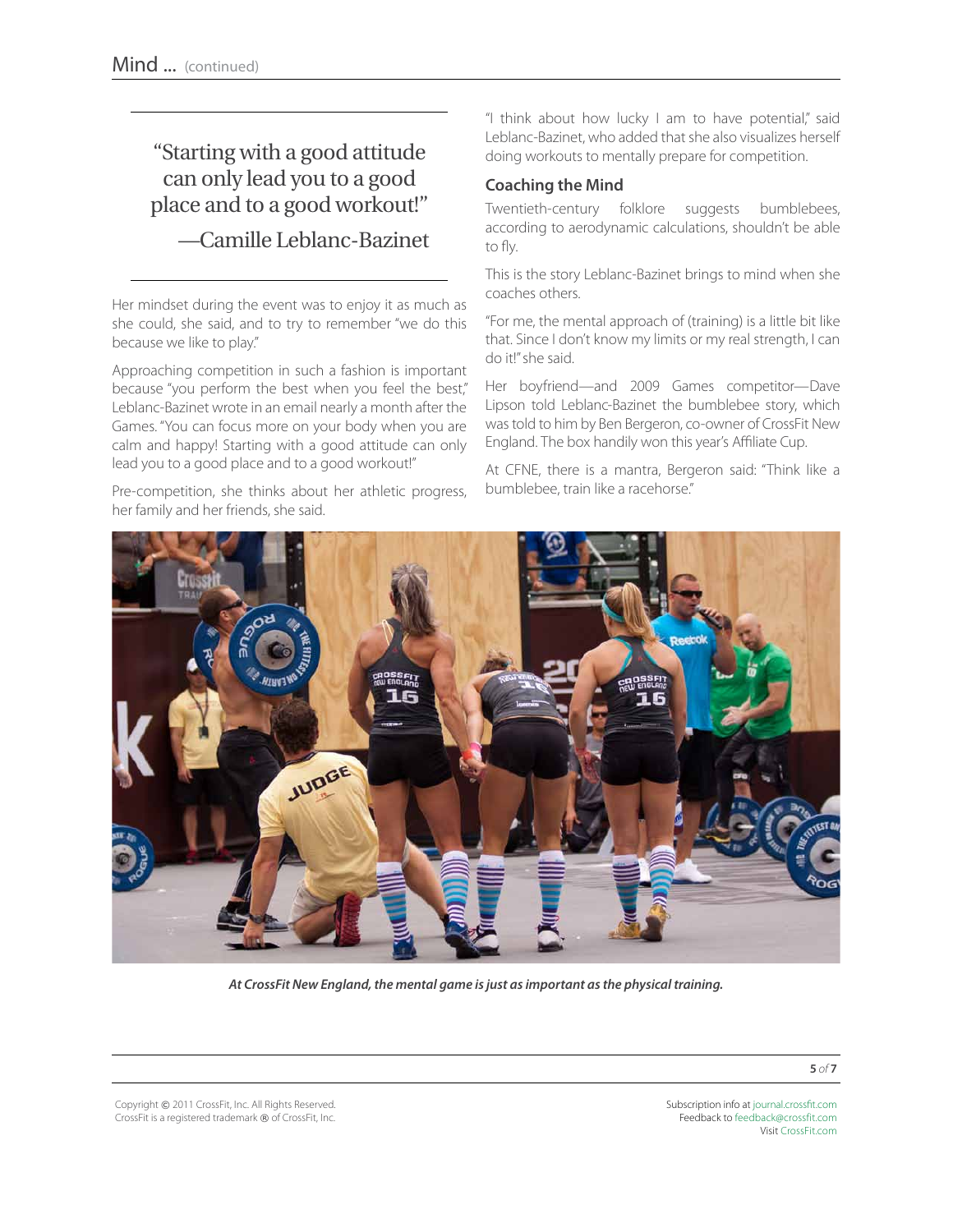> "Starting with a good attitude can only lead you to a good place and to a good workout!"
> —Camille Leblanc-Bazinet

Her mindset during the event was to enjoy it as much as she could, she said, and to try to remember "we do this because we like to play."

Approaching competition in such a fashion is important because "you perform the best when you feel the best," Leblanc-Bazinet wrote in an email nearly a month after the Games. "You can focus more on your body when you are calm and happy! Starting with a good attitude can only lead you to a good place and to a good workout!"

Pre-competition, she thinks about her athletic progress, her family and her friends, she said.

"I think about how lucky I am to have potential," said Leblanc-Bazinet, who added that she also visualizes herself doing workouts to mentally prepare for competition.

## Coaching the Mind

Twentieth-century folklore suggests bumblebees, according to aerodynamic calculations, shouldn't be able to fly.

This is the story Leblanc-Bazinet brings to mind when she coaches others.

"For me, the mental approach of (training) is a little bit like that. Since I don't know my limits or my real strength, I can do it!" she said.

Her boyfriend—and 2009 Games competitor—Dave Lipson told Leblanc-Bazinet the bumblebee story, which was told to him by Ben Bergeron, co-owner of CrossFit New England. The box handily won this year's Affiliate Cup.

At CFNE, there is a mantra, Bergeron said: "Think like a bumblebee, train like a racehorse."

*At CrossFit New England, the mental game is just as important as the physical training.*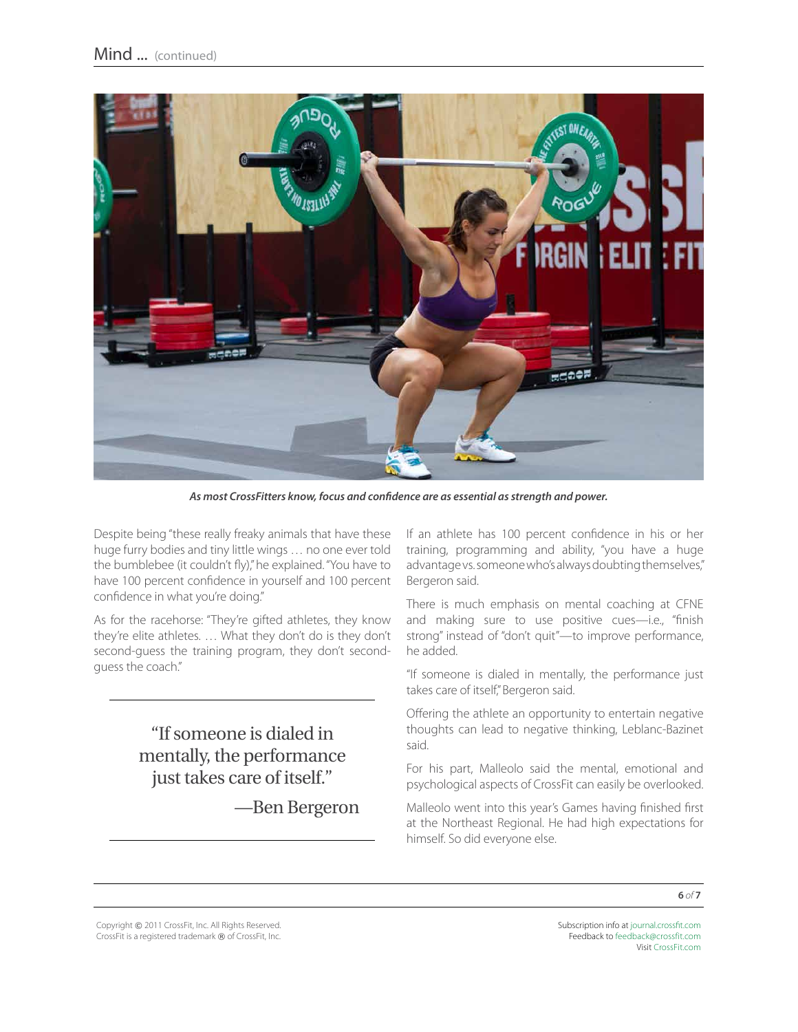*As most CrossFitters know, focus and confidence are as essential as strength and power.*

Despite being "these really freaky animals that have these huge furry bodies and tiny little wings … no one ever told the bumblebee (it couldn't fly)," he explained. "You have to have 100 percent confidence in yourself and 100 percent confidence in what you're doing."

As for the racehorse: "They're gifted athletes, they know they're elite athletes. … What they don't do is they don't second-guess the training program, they don't second-guess the coach."

> "If someone is dialed in mentally, the performance just takes care of itself."
>
> —Ben Bergeron

If an athlete has 100 percent confidence in his or her training, programming and ability, "you have a huge advantage vs. someone who's always doubting themselves," Bergeron said.

There is much emphasis on mental coaching at CFNE and making sure to use positive cues—i.e., "finish strong" instead of "don't quit"—to improve performance, he added.

"If someone is dialed in mentally, the performance just takes care of itself," Bergeron said.

Offering the athlete an opportunity to entertain negative thoughts can lead to negative thinking, Leblanc-Bazinet said.

For his part, Malleolo said the mental, emotional and psychological aspects of CrossFit can easily be overlooked.

Malleolo went into this year's Games having finished first at the Northeast Regional. He had high expectations for himself. So did everyone else.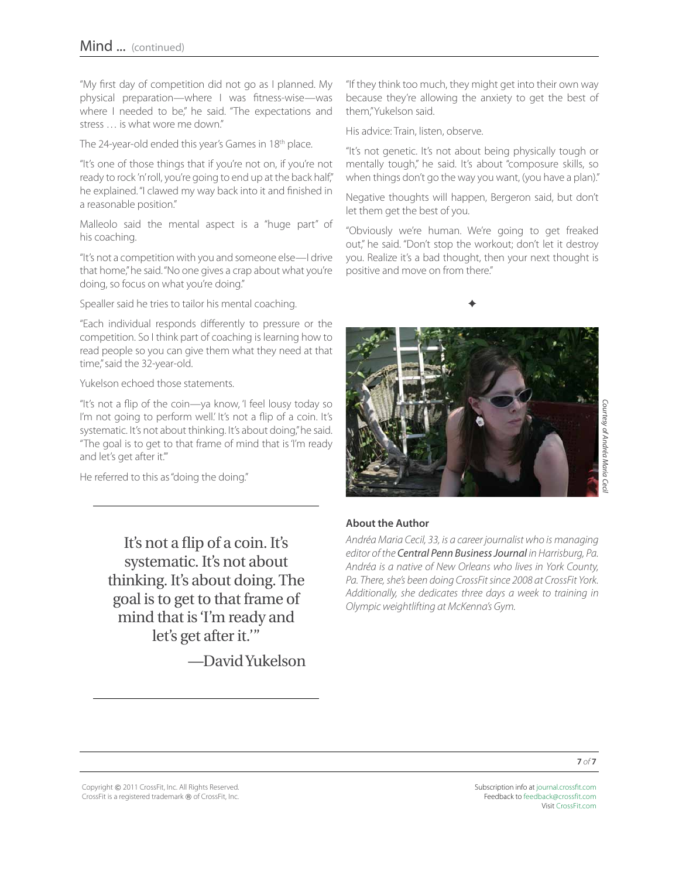"My first day of competition did not go as I planned. My physical preparation—where I was fitness-wise—was where I needed to be," he said. "The expectations and stress … is what wore me down."

The 24-year-old ended this year's Games in 18th place.

"It's one of those things that if you're not on, if you're not ready to rock 'n' roll, you're going to end up at the back half," he explained. "I clawed my way back into it and finished in a reasonable position."

Malleolo said the mental aspect is a "huge part" of his coaching.

"It's not a competition with you and someone else—I drive that home," he said. "No one gives a crap about what you're doing, so focus on what you're doing."

Speller said he tries to tailor his mental coaching.

"Each individual responds differently to pressure or the competition. So I think part of coaching is learning how to read people so you can give them what they need at that time," said the 32-year-old.

Yukelson echoed those statements.

"It's not a flip of the coin—ya know, 'I feel lousy today so I'm not going to perform well.' It's not a flip of a coin. It's systematic. It's not about thinking. It's about doing," he said. "The goal is to get to that frame of mind that is 'I'm ready and let's get after it.'"

He referred to this as "doing the doing."

> It's not a flip of a coin. It's systematic. It's not about thinking. It's about doing. The goal is to get to that frame of mind that is 'I'm ready and let's get after it.'"
>
> —David Yukelson

"If they think too much, they might get into their own way because they're allowing the anxiety to get the best of them," Yukelson said.

His advice: Train, listen, observe.

"It's not genetic. It's not about being physically tough or mentally tough," he said. It's about "composure skills, so when things don't go the way you want, (you have a plan)."

Negative thoughts will happen, Bergeron said, but don't let them get the best of you.

"Obviously we're human. We're going to get freaked out," he said. "Don't stop the workout; don't let it destroy you. Realize it's a bad thought, then your next thought is positive and move on from there."

✦

*Courtesy of Andréa Maria Cecil*

**About the Author**

*Andréa Maria Cecil, 33, is a career journalist who is managing editor of the* Central Penn Business Journal *in Harrisburg, Pa. Andréa is a native of New Orleans who lives in York County, Pa. There, she's been doing CrossFit since 2008 at CrossFit York. Additionally, she dedicates three days a week to training in Olympic weightlifting at McKenna's Gym.*